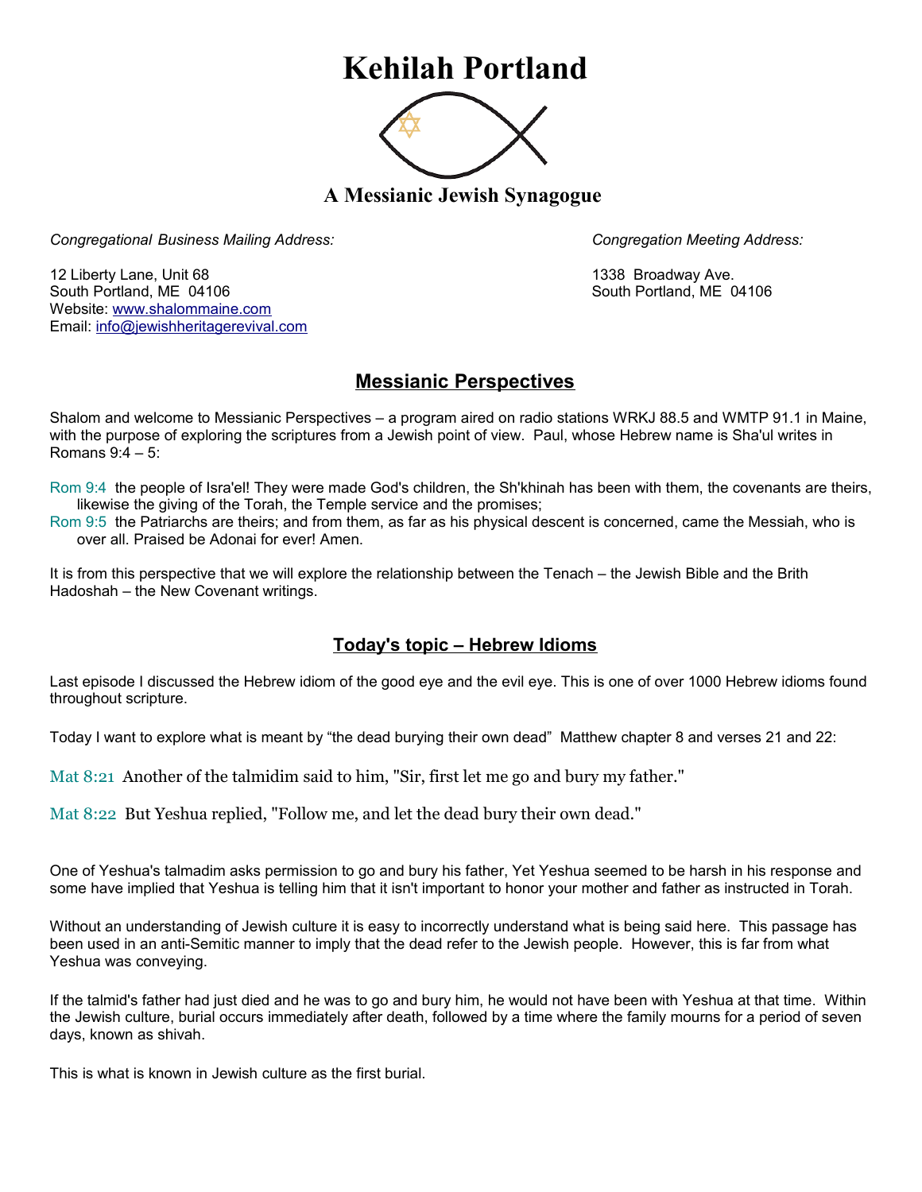# Kehilah Portland

## A Messianic Jewish Synagogue

*Congregational Business Mailing Address:*

12 Liberty Lane, Unit 68
South Portland, ME 04106
Website: www.shalommaine.com
Email: info@jewishheritagerevival.com

*Congregation Meeting Address:*

1338 Broadway Ave.
South Portland, ME 04106

## Messianic Perspectives

Shalom and welcome to Messianic Perspectives – a program aired on radio stations WRKJ 88.5 and WMTP 91.1 in Maine, with the purpose of exploring the scriptures from a Jewish point of view. Paul, whose Hebrew name is Sha'ul writes in Romans 9:4 – 5:

Rom 9:4 the people of Isra'el! They were made God's children, the Sh'khinah has been with them, the covenants are theirs, likewise the giving of the Torah, the Temple service and the promises;
Rom 9:5 the Patriarchs are theirs; and from them, as far as his physical descent is concerned, came the Messiah, who is over all. Praised be Adonai for ever! Amen.

It is from this perspective that we will explore the relationship between the Tenach – the Jewish Bible and the Brith Hadoshah – the New Covenant writings.

## Today's topic – Hebrew Idioms

Last episode I discussed the Hebrew idiom of the good eye and the evil eye. This is one of over 1000 Hebrew idioms found throughout scripture.

Today I want to explore what is meant by "the dead burying their own dead" Matthew chapter 8 and verses 21 and 22:

Mat 8:21 Another of the talmidim said to him, "Sir, first let me go and bury my father."

Mat 8:22 But Yeshua replied, "Follow me, and let the dead bury their own dead."

One of Yeshua's talmadim asks permission to go and bury his father, Yet Yeshua seemed to be harsh in his response and some have implied that Yeshua is telling him that it isn't important to honor your mother and father as instructed in Torah.

Without an understanding of Jewish culture it is easy to incorrectly understand what is being said here. This passage has been used in an anti-Semitic manner to imply that the dead refer to the Jewish people. However, this is far from what Yeshua was conveying.

If the talmid's father had just died and he was to go and bury him, he would not have been with Yeshua at that time. Within the Jewish culture, burial occurs immediately after death, followed by a time where the family mourns for a period of seven days, known as shivah.

This is what is known in Jewish culture as the first burial.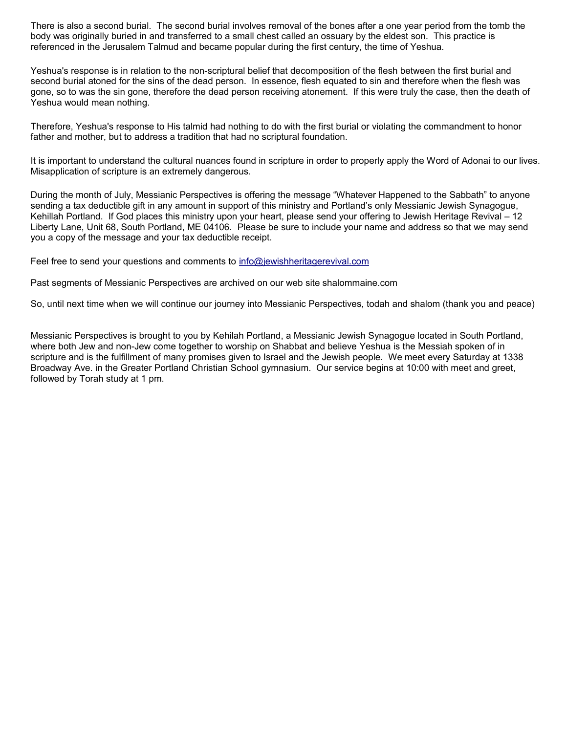There is also a second burial. The second burial involves removal of the bones after a one year period from the tomb the body was originally buried in and transferred to a small chest called an ossuary by the eldest son. This practice is referenced in the Jerusalem Talmud and became popular during the first century, the time of Yeshua.

Yeshua's response is in relation to the non-scriptural belief that decomposition of the flesh between the first burial and second burial atoned for the sins of the dead person. In essence, flesh equated to sin and therefore when the flesh was gone, so to was the sin gone, therefore the dead person receiving atonement. If this were truly the case, then the death of Yeshua would mean nothing.

Therefore, Yeshua's response to His talmid had nothing to do with the first burial or violating the commandment to honor father and mother, but to address a tradition that had no scriptural foundation.

It is important to understand the cultural nuances found in scripture in order to properly apply the Word of Adonai to our lives. Misapplication of scripture is an extremely dangerous.

During the month of July, Messianic Perspectives is offering the message "Whatever Happened to the Sabbath" to anyone sending a tax deductible gift in any amount in support of this ministry and Portland's only Messianic Jewish Synagogue, Kehillah Portland. If God places this ministry upon your heart, please send your offering to Jewish Heritage Revival – 12 Liberty Lane, Unit 68, South Portland, ME 04106. Please be sure to include your name and address so that we may send you a copy of the message and your tax deductible receipt.

Feel free to send your questions and comments to info@jewishheritagerevival.com

Past segments of Messianic Perspectives are archived on our web site shalommaine.com

So, until next time when we will continue our journey into Messianic Perspectives, todah and shalom (thank you and peace)

Messianic Perspectives is brought to you by Kehilah Portland, a Messianic Jewish Synagogue located in South Portland, where both Jew and non-Jew come together to worship on Shabbat and believe Yeshua is the Messiah spoken of in scripture and is the fulfillment of many promises given to Israel and the Jewish people. We meet every Saturday at 1338 Broadway Ave. in the Greater Portland Christian School gymnasium. Our service begins at 10:00 with meet and greet, followed by Torah study at 1 pm.